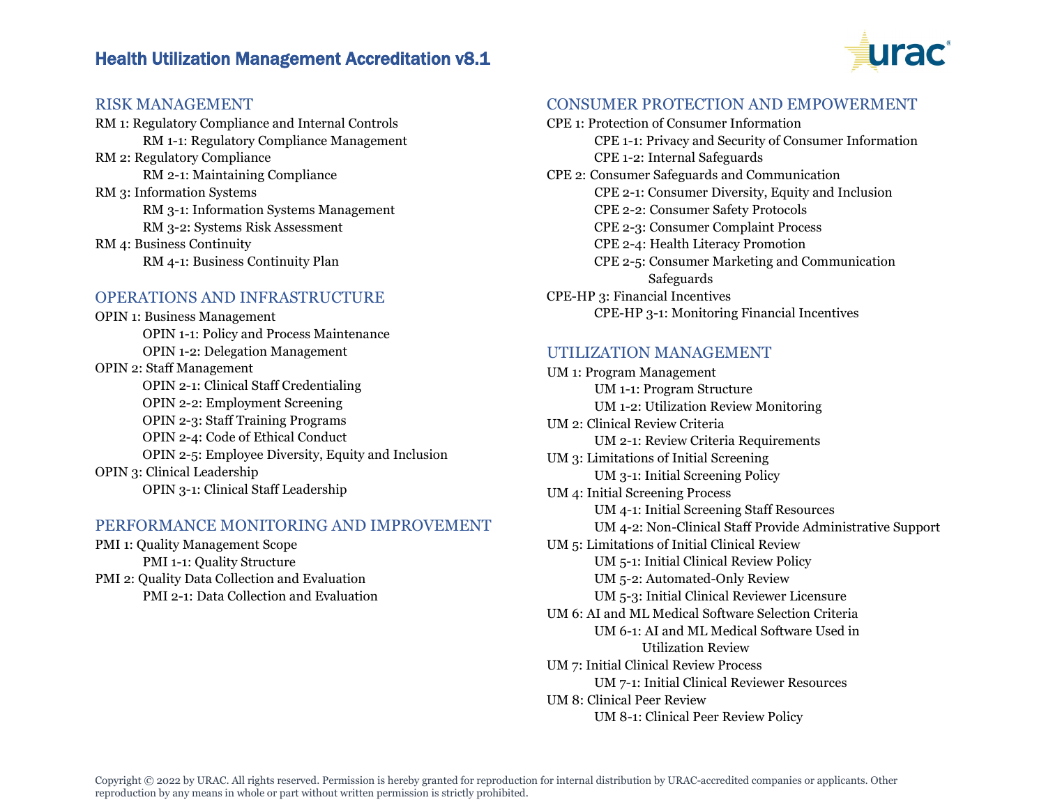# Health Utilization Management Accreditation v8.1

## RISK MANAGEMENT

- RM 1: Regulatory Compliance and Internal Controls
  - RM 1-1: Regulatory Compliance Management
- RM 2: Regulatory Compliance
  - RM 2-1: Maintaining Compliance
- RM 3: Information Systems
  - RM 3-1: Information Systems Management
  - RM 3-2: Systems Risk Assessment
- RM 4: Business Continuity
  - RM 4-1: Business Continuity Plan

## OPERATIONS AND INFRASTRUCTURE

- OPIN 1: Business Management
  - OPIN 1-1: Policy and Process Maintenance
  - OPIN 1-2: Delegation Management
- OPIN 2: Staff Management
  - OPIN 2-1: Clinical Staff Credentialing
  - OPIN 2-2: Employment Screening
  - OPIN 2-3: Staff Training Programs
  - OPIN 2-4: Code of Ethical Conduct
  - OPIN 2-5: Employee Diversity, Equity and Inclusion
- OPIN 3: Clinical Leadership
  - OPIN 3-1: Clinical Staff Leadership

## PERFORMANCE MONITORING AND IMPROVEMENT

- PMI 1: Quality Management Scope
  - PMI 1-1: Quality Structure
- PMI 2: Quality Data Collection and Evaluation
  - PMI 2-1: Data Collection and Evaluation

## CONSUMER PROTECTION AND EMPOWERMENT

- CPE 1: Protection of Consumer Information
  - CPE 1-1: Privacy and Security of Consumer Information
  - CPE 1-2: Internal Safeguards
- CPE 2: Consumer Safeguards and Communication
  - CPE 2-1: Consumer Diversity, Equity and Inclusion
  - CPE 2-2: Consumer Safety Protocols
  - CPE 2-3: Consumer Complaint Process
  - CPE 2-4: Health Literacy Promotion
  - CPE 2-5: Consumer Marketing and Communication Safeguards
- CPE-HP 3: Financial Incentives
  - CPE-HP 3-1: Monitoring Financial Incentives

## UTILIZATION MANAGEMENT

- UM 1: Program Management
  - UM 1-1: Program Structure
  - UM 1-2: Utilization Review Monitoring
- UM 2: Clinical Review Criteria
  - UM 2-1: Review Criteria Requirements
- UM 3: Limitations of Initial Screening
  - UM 3-1: Initial Screening Policy
- UM 4: Initial Screening Process
  - UM 4-1: Initial Screening Staff Resources
  - UM 4-2: Non-Clinical Staff Provide Administrative Support
- UM 5: Limitations of Initial Clinical Review
  - UM 5-1: Initial Clinical Review Policy
  - UM 5-2: Automated-Only Review
  - UM 5-3: Initial Clinical Reviewer Licensure
- UM 6: AI and ML Medical Software Selection Criteria
  - UM 6-1: AI and ML Medical Software Used in Utilization Review
- UM 7: Initial Clinical Review Process
  - UM 7-1: Initial Clinical Reviewer Resources
- UM 8: Clinical Peer Review
  - UM 8-1: Clinical Peer Review Policy

Copyright © 2022 by URAC. All rights reserved. Permission is hereby granted for reproduction for internal distribution by URAC-accredited companies or applicants. Other reproduction by any means in whole or part without written permission is strictly prohibited.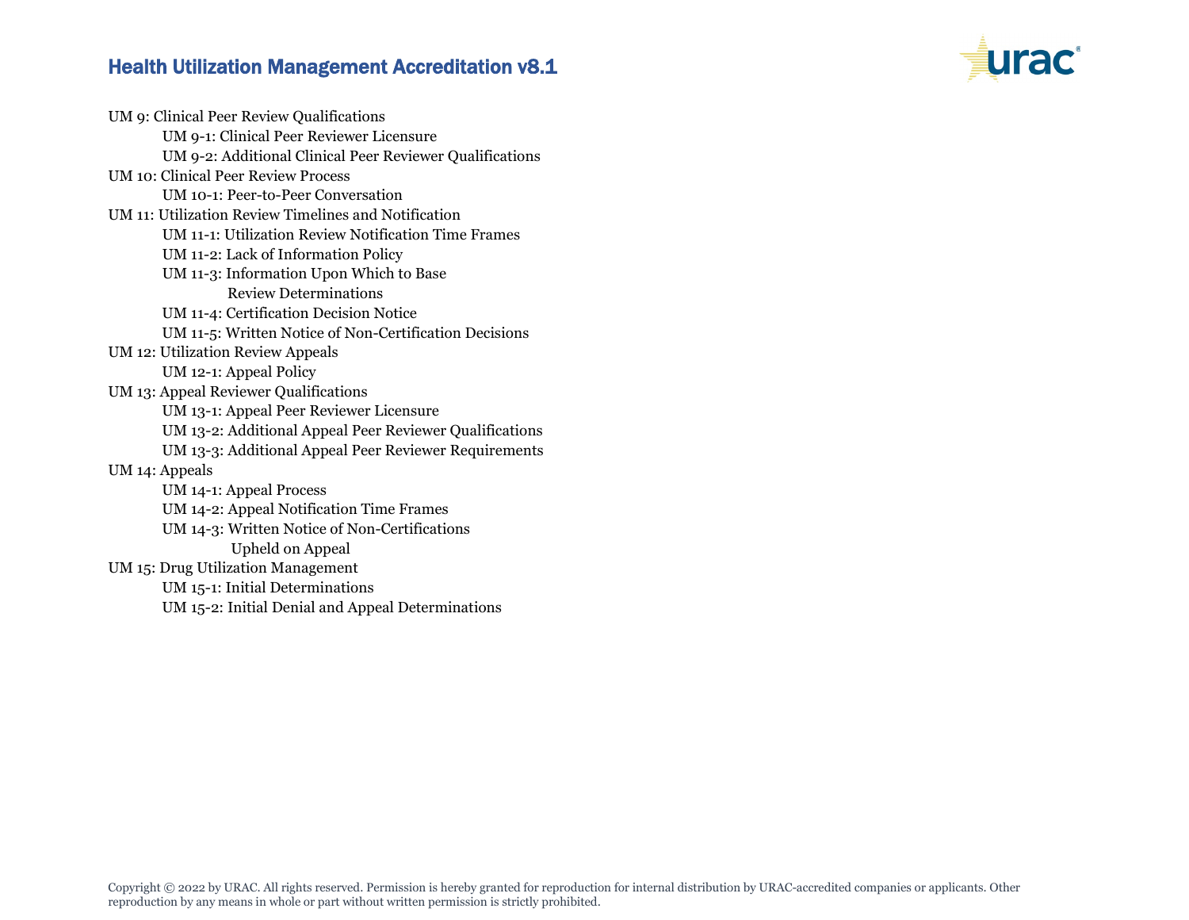UM 9: Clinical Peer Review Qualifications
- UM 9-1: Clinical Peer Reviewer Licensure
- UM 9-2: Additional Clinical Peer Reviewer Qualifications

UM 10: Clinical Peer Review Process
- UM 10-1: Peer-to-Peer Conversation

UM 11: Utilization Review Timelines and Notification
- UM 11-1: Utilization Review Notification Time Frames
- UM 11-2: Lack of Information Policy
- UM 11-3: Information Upon Which to Base Review Determinations
- UM 11-4: Certification Decision Notice
- UM 11-5: Written Notice of Non-Certification Decisions

UM 12: Utilization Review Appeals
- UM 12-1: Appeal Policy

UM 13: Appeal Reviewer Qualifications
- UM 13-1: Appeal Peer Reviewer Licensure
- UM 13-2: Additional Appeal Peer Reviewer Qualifications
- UM 13-3: Additional Appeal Peer Reviewer Requirements

UM 14: Appeals
- UM 14-1: Appeal Process
- UM 14-2: Appeal Notification Time Frames
- UM 14-3: Written Notice of Non-Certifications Upheld on Appeal

UM 15: Drug Utilization Management
- UM 15-1: Initial Determinations
- UM 15-2: Initial Denial and Appeal Determinations